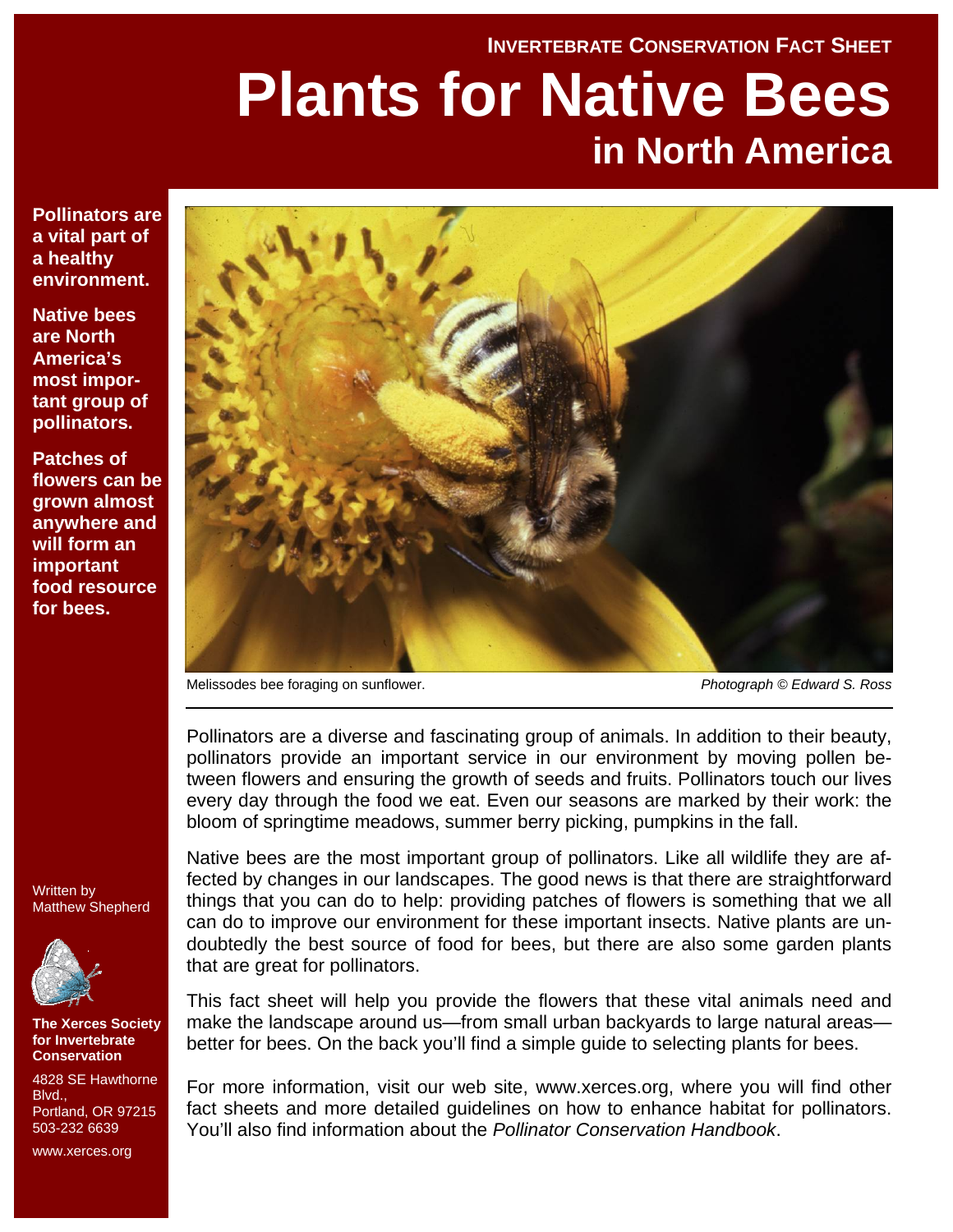INVERTEBRATE CONSERVATION FACT SHEET

# Plants for Native Bees in North America

**Pollinators are a vital part of a healthy environment.**

**Native bees are North America's most important group of pollinators.**

**Patches of flowers can be grown almost anywhere and will form an important food resource for bees.**

Melissodes bee foraging on sunflower. *Photograph © Edward S. Ross*

Pollinators are a diverse and fascinating group of animals. In addition to their beauty, pollinators provide an important service in our environment by moving pollen between flowers and ensuring the growth of seeds and fruits. Pollinators touch our lives every day through the food we eat. Even our seasons are marked by their work: the bloom of springtime meadows, summer berry picking, pumpkins in the fall.

Native bees are the most important group of pollinators. Like all wildlife they are affected by changes in our landscapes. The good news is that there are straightforward things that you can do to help: providing patches of flowers is something that we all can do to improve our environment for these important insects. Native plants are undoubtedly the best source of food for bees, but there are also some garden plants that are great for pollinators.

This fact sheet will help you provide the flowers that these vital animals need and make the landscape around us—from small urban backyards to large natural areas—better for bees. On the back you'll find a simple guide to selecting plants for bees.

For more information, visit our web site, www.xerces.org, where you will find other fact sheets and more detailed guidelines on how to enhance habitat for pollinators. You'll also find information about the *Pollinator Conservation Handbook*.

Written by Matthew Shepherd

**The Xerces Society for Invertebrate Conservation**

4828 SE Hawthorne Blvd.,
Portland, OR 97215
503-232 6639

www.xerces.org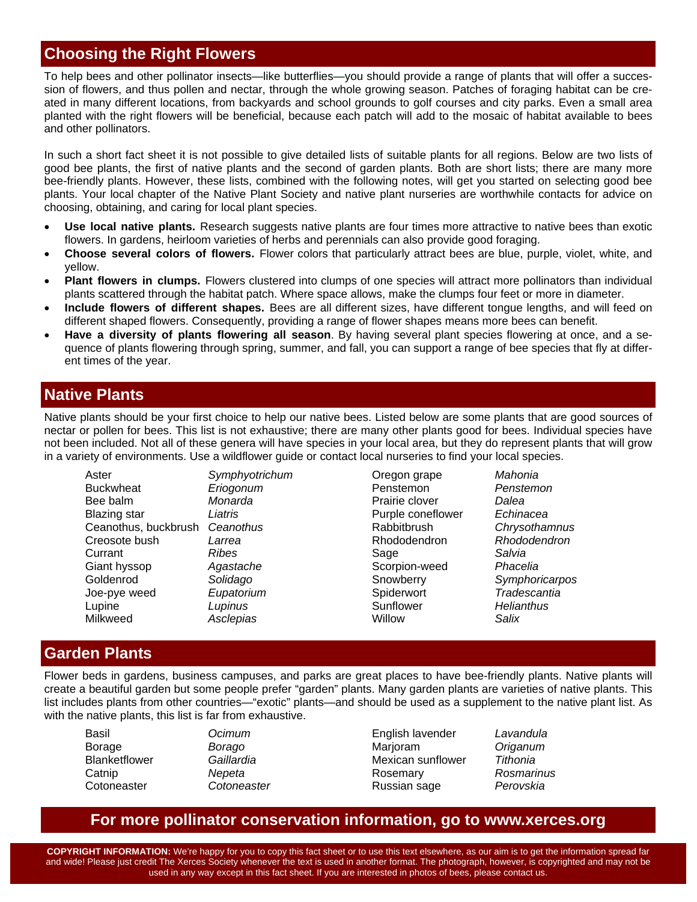## Choosing the Right Flowers

To help bees and other pollinator insects—like butterflies—you should provide a range of plants that will offer a succession of flowers, and thus pollen and nectar, through the whole growing season. Patches of foraging habitat can be created in many different locations, from backyards and school grounds to golf courses and city parks. Even a small area planted with the right flowers will be beneficial, because each patch will add to the mosaic of habitat available to bees and other pollinators.

In such a short fact sheet it is not possible to give detailed lists of suitable plants for all regions. Below are two lists of good bee plants, the first of native plants and the second of garden plants. Both are short lists; there are many more bee-friendly plants. However, these lists, combined with the following notes, will get you started on selecting good bee plants. Your local chapter of the Native Plant Society and native plant nurseries are worthwhile contacts for advice on choosing, obtaining, and caring for local plant species.

- **Use local native plants.** Research suggests native plants are four times more attractive to native bees than exotic flowers. In gardens, heirloom varieties of herbs and perennials can also provide good foraging.
- **Choose several colors of flowers.** Flower colors that particularly attract bees are blue, purple, violet, white, and yellow.
- **Plant flowers in clumps.** Flowers clustered into clumps of one species will attract more pollinators than individual plants scattered through the habitat patch. Where space allows, make the clumps four feet or more in diameter.
- **Include flowers of different shapes.** Bees are all different sizes, have different tongue lengths, and will feed on different shaped flowers. Consequently, providing a range of flower shapes means more bees can benefit.
- **Have a diversity of plants flowering all season**. By having several plant species flowering at once, and a sequence of plants flowering through spring, summer, and fall, you can support a range of bee species that fly at different times of the year.

## Native Plants

Native plants should be your first choice to help our native bees. Listed below are some plants that are good sources of nectar or pollen for bees. This list is not exhaustive; there are many other plants good for bees. Individual species have not been included. Not all of these genera will have species in your local area, but they do represent plants that will grow in a variety of environments. Use a wildflower guide or contact local nurseries to find your local species.

| | | | |
|---|---|---|---|
| Aster | *Symphyotrichum* | Oregon grape | *Mahonia* |
| Buckwheat | *Eriogonum* | Penstemon | *Penstemon* |
| Bee balm | *Monarda* | Prairie clover | *Dalea* |
| Blazing star | *Liatris* | Purple coneflower | *Echinacea* |
| Ceanothus, buckbrush | *Ceanothus* | Rabbitbrush | *Chrysothamnus* |
| Creosote bush | *Larrea* | Rhododendron | *Rhododendron* |
| Currant | *Ribes* | Sage | *Salvia* |
| Giant hyssop | *Agastache* | Scorpion-weed | *Phacelia* |
| Goldenrod | *Solidago* | Snowberry | *Symphoricarpos* |
| Joe-pye weed | *Eupatorium* | Spiderwort | *Tradescantia* |
| Lupine | *Lupinus* | Sunflower | *Helianthus* |
| Milkweed | *Asclepias* | Willow | *Salix* |

## Garden Plants

Flower beds in gardens, business campuses, and parks are great places to have bee-friendly plants. Native plants will create a beautiful garden but some people prefer "garden" plants. Many garden plants are varieties of native plants. This list includes plants from other countries—"exotic" plants—and should be used as a supplement to the native plant list. As with the native plants, this list is far from exhaustive.

| | | | |
|---|---|---|---|
| Basil | *Ocimum* | English lavender | *Lavandula* |
| Borage | *Borago* | Marjoram | *Origanum* |
| Blanketflower | *Gaillardia* | Mexican sunflower | *Tithonia* |
| Catnip | *Nepeta* | Rosemary | *Rosmarinus* |
| Cotoneaster | *Cotoneaster* | Russian sage | *Perovskia* |

## For more pollinator conservation information, go to www.xerces.org

**COPYRIGHT INFORMATION:** We're happy for you to copy this fact sheet or to use this text elsewhere, as our aim is to get the information spread far and wide! Please just credit The Xerces Society whenever the text is used in another format. The photograph, however, is copyrighted and may not be used in any way except in this fact sheet. If you are interested in photos of bees, please contact us.